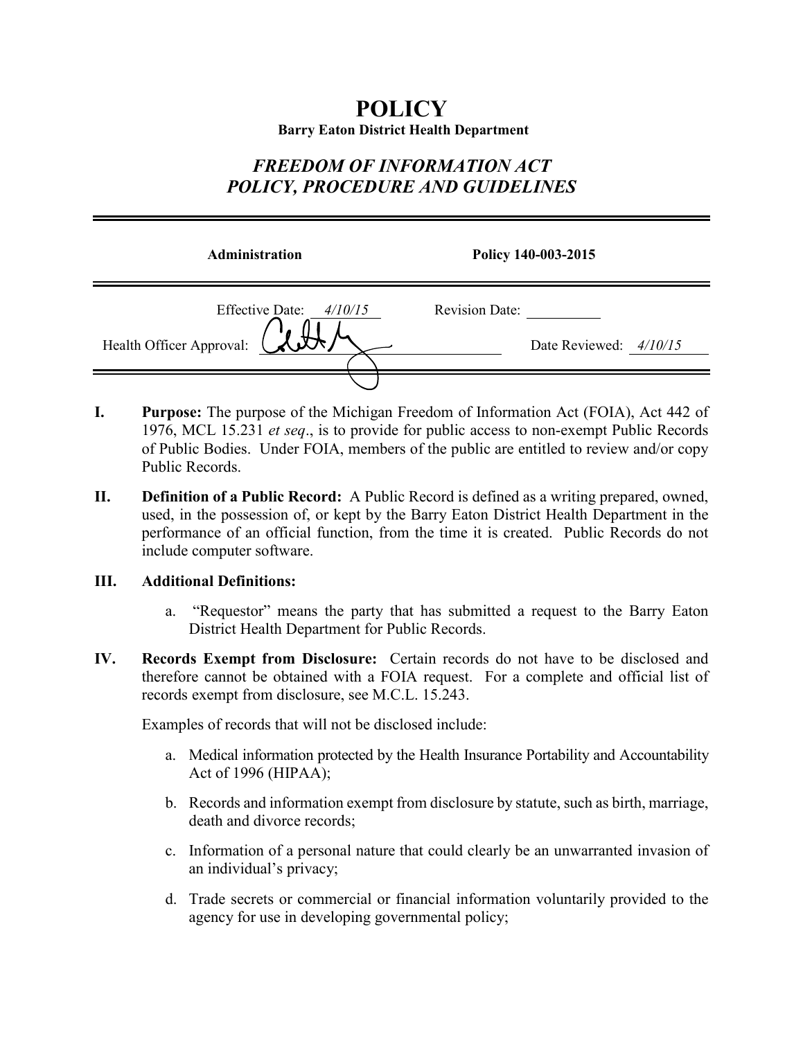# POLICY

**Barry Eaton District Health Department**

## *FREEDOM OF INFORMATION ACT POLICY, PROCEDURE AND GUIDELINES*

| **Administration** | **Policy 140-003-2015** |
|---|---|
| Effective Date: *4/10/15* | Revision Date: |
| Health Officer Approval: | Date Reviewed: *4/10/15* |

**I. Purpose:** The purpose of the Michigan Freedom of Information Act (FOIA), Act 442 of 1976, MCL 15.231 *et seq*., is to provide for public access to non-exempt Public Records of Public Bodies. Under FOIA, members of the public are entitled to review and/or copy Public Records.

**II. Definition of a Public Record:** A Public Record is defined as a writing prepared, owned, used, in the possession of, or kept by the Barry Eaton District Health Department in the performance of an official function, from the time it is created. Public Records do not include computer software.

**III. Additional Definitions:**

a. "Requestor" means the party that has submitted a request to the Barry Eaton District Health Department for Public Records.

**IV. Records Exempt from Disclosure:** Certain records do not have to be disclosed and therefore cannot be obtained with a FOIA request. For a complete and official list of records exempt from disclosure, see M.C.L. 15.243.

Examples of records that will not be disclosed include:

a. Medical information protected by the Health Insurance Portability and Accountability Act of 1996 (HIPAA);

b. Records and information exempt from disclosure by statute, such as birth, marriage, death and divorce records;

c. Information of a personal nature that could clearly be an unwarranted invasion of an individual's privacy;

d. Trade secrets or commercial or financial information voluntarily provided to the agency for use in developing governmental policy;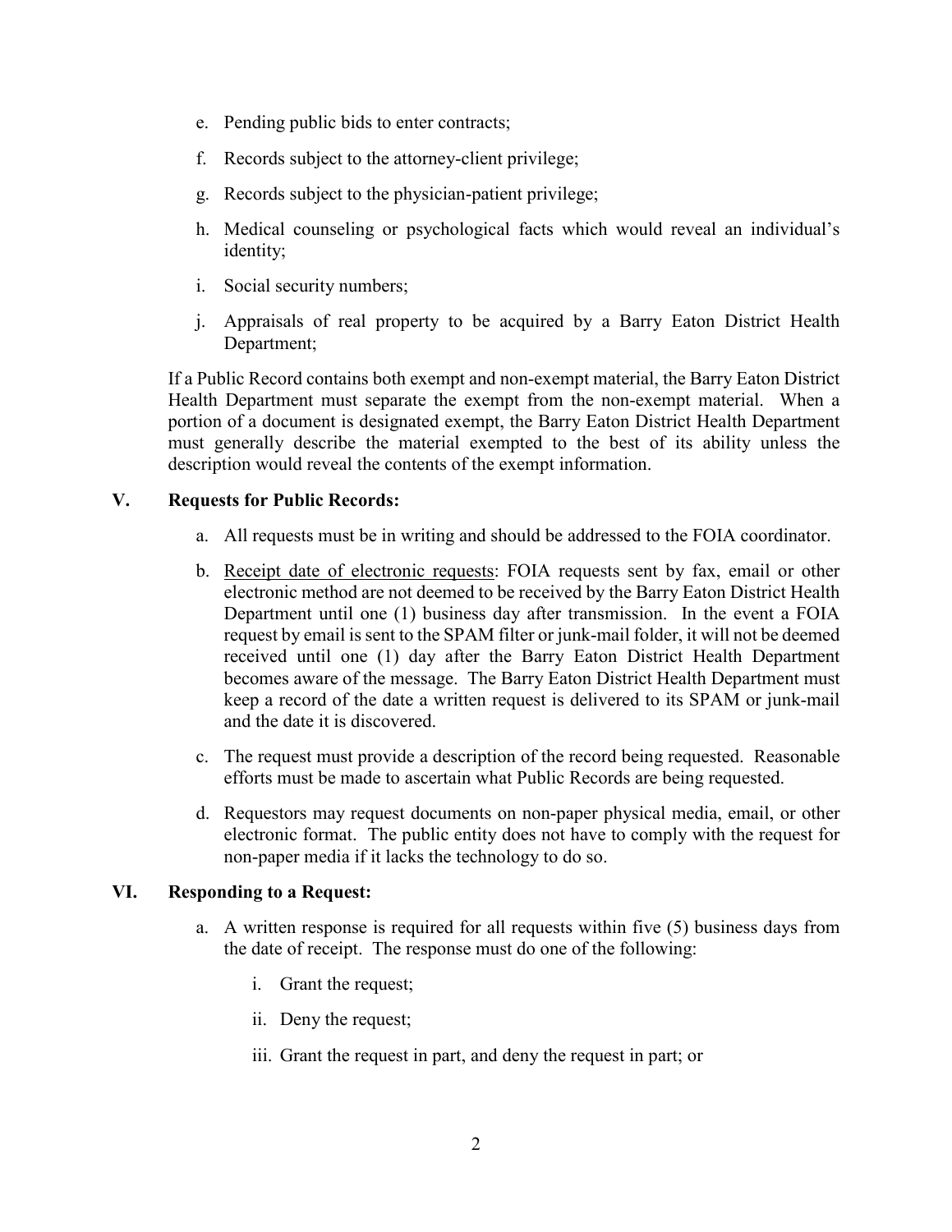e. Pending public bids to enter contracts;

f. Records subject to the attorney-client privilege;

g. Records subject to the physician-patient privilege;

h. Medical counseling or psychological facts which would reveal an individual's identity;

i. Social security numbers;

j. Appraisals of real property to be acquired by a Barry Eaton District Health Department;

If a Public Record contains both exempt and non-exempt material, the Barry Eaton District Health Department must separate the exempt from the non-exempt material. When a portion of a document is designated exempt, the Barry Eaton District Health Department must generally describe the material exempted to the best of its ability unless the description would reveal the contents of the exempt information.

## V. Requests for Public Records:

a. All requests must be in writing and should be addressed to the FOIA coordinator.

b. Receipt date of electronic requests: FOIA requests sent by fax, email or other electronic method are not deemed to be received by the Barry Eaton District Health Department until one (1) business day after transmission. In the event a FOIA request by email is sent to the SPAM filter or junk-mail folder, it will not be deemed received until one (1) day after the Barry Eaton District Health Department becomes aware of the message. The Barry Eaton District Health Department must keep a record of the date a written request is delivered to its SPAM or junk-mail and the date it is discovered.

c. The request must provide a description of the record being requested. Reasonable efforts must be made to ascertain what Public Records are being requested.

d. Requestors may request documents on non-paper physical media, email, or other electronic format. The public entity does not have to comply with the request for non-paper media if it lacks the technology to do so.

## VI. Responding to a Request:

a. A written response is required for all requests within five (5) business days from the date of receipt. The response must do one of the following:

   i. Grant the request;

   ii. Deny the request;

   iii. Grant the request in part, and deny the request in part; or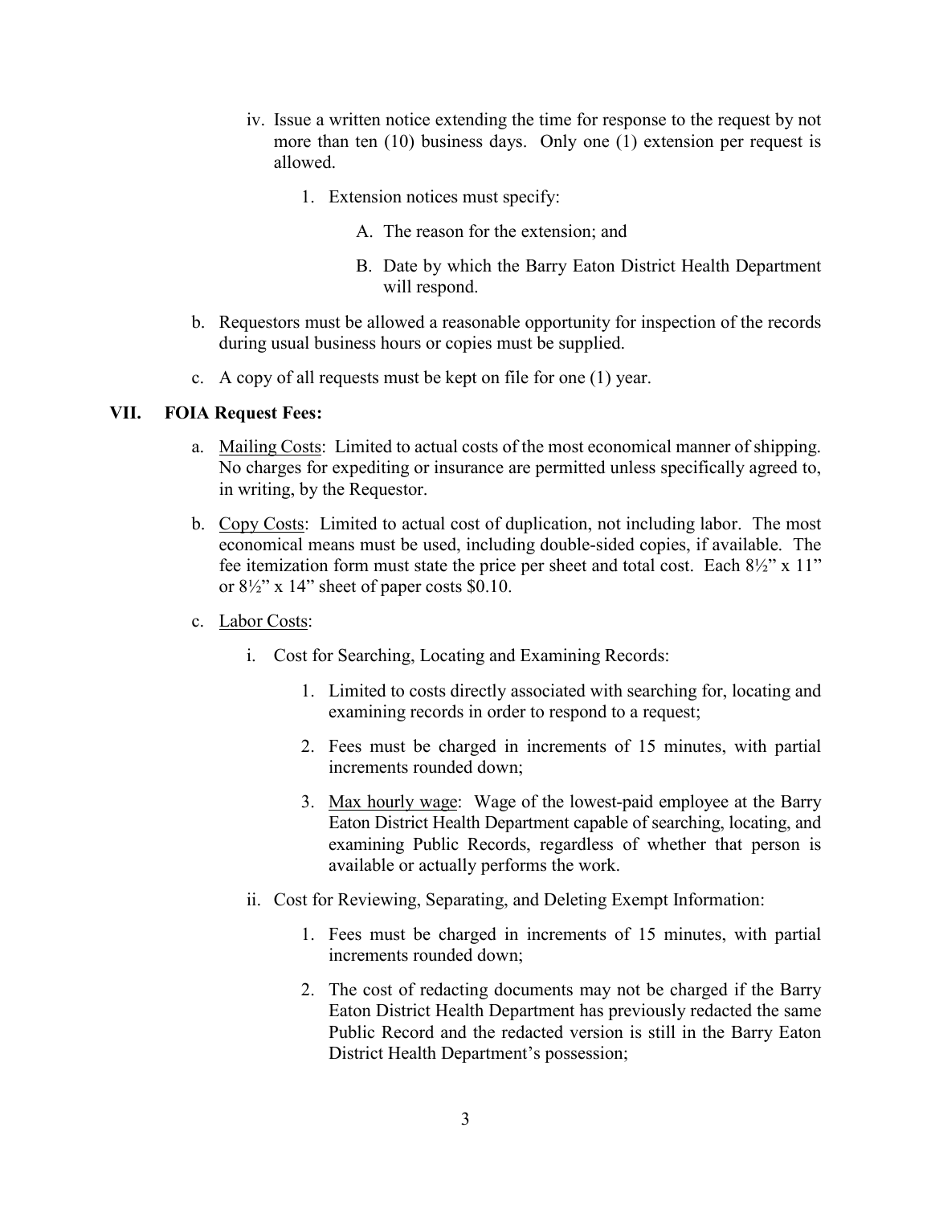iv. Issue a written notice extending the time for response to the request by not more than ten (10) business days. Only one (1) extension per request is allowed.

1. Extension notices must specify:

   A. The reason for the extension; and

   B. Date by which the Barry Eaton District Health Department will respond.

b. Requestors must be allowed a reasonable opportunity for inspection of the records during usual business hours or copies must be supplied.

c. A copy of all requests must be kept on file for one (1) year.

## VII. FOIA Request Fees:

a. <u>Mailing Costs</u>: Limited to actual costs of the most economical manner of shipping. No charges for expediting or insurance are permitted unless specifically agreed to, in writing, by the Requestor.

b. <u>Copy Costs</u>: Limited to actual cost of duplication, not including labor. The most economical means must be used, including double-sided copies, if available. The fee itemization form must state the price per sheet and total cost. Each 8½" x 11" or 8½" x 14" sheet of paper costs $0.10.

c. <u>Labor Costs</u>:

i. Cost for Searching, Locating and Examining Records:

1. Limited to costs directly associated with searching for, locating and examining records in order to respond to a request;

2. Fees must be charged in increments of 15 minutes, with partial increments rounded down;

3. <u>Max hourly wage</u>: Wage of the lowest-paid employee at the Barry Eaton District Health Department capable of searching, locating, and examining Public Records, regardless of whether that person is available or actually performs the work.

ii. Cost for Reviewing, Separating, and Deleting Exempt Information:

1. Fees must be charged in increments of 15 minutes, with partial increments rounded down;

2. The cost of redacting documents may not be charged if the Barry Eaton District Health Department has previously redacted the same Public Record and the redacted version is still in the Barry Eaton District Health Department's possession;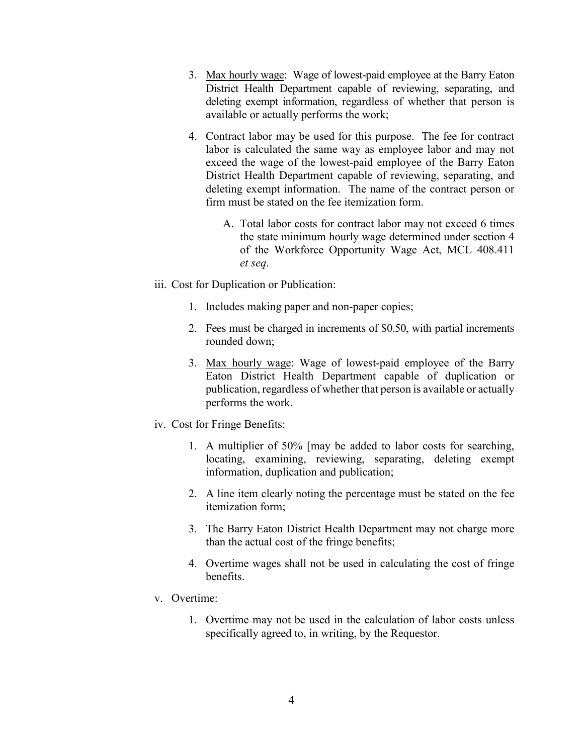3. Max hourly wage: Wage of lowest-paid employee at the Barry Eaton District Health Department capable of reviewing, separating, and deleting exempt information, regardless of whether that person is available or actually performs the work;

4. Contract labor may be used for this purpose. The fee for contract labor is calculated the same way as employee labor and may not exceed the wage of the lowest-paid employee of the Barry Eaton District Health Department capable of reviewing, separating, and deleting exempt information. The name of the contract person or firm must be stated on the fee itemization form.

   A. Total labor costs for contract labor may not exceed 6 times the state minimum hourly wage determined under section 4 of the Workforce Opportunity Wage Act, MCL 408.411 *et seq*.

iii. Cost for Duplication or Publication:

1. Includes making paper and non-paper copies;

2. Fees must be charged in increments of $0.50, with partial increments rounded down;

3. Max hourly wage: Wage of lowest-paid employee of the Barry Eaton District Health Department capable of duplication or publication, regardless of whether that person is available or actually performs the work.

iv. Cost for Fringe Benefits:

1. A multiplier of 50% [may be added to labor costs for searching, locating, examining, reviewing, separating, deleting exempt information, duplication and publication;

2. A line item clearly noting the percentage must be stated on the fee itemization form;

3. The Barry Eaton District Health Department may not charge more than the actual cost of the fringe benefits;

4. Overtime wages shall not be used in calculating the cost of fringe benefits.

v. Overtime:

1. Overtime may not be used in the calculation of labor costs unless specifically agreed to, in writing, by the Requestor.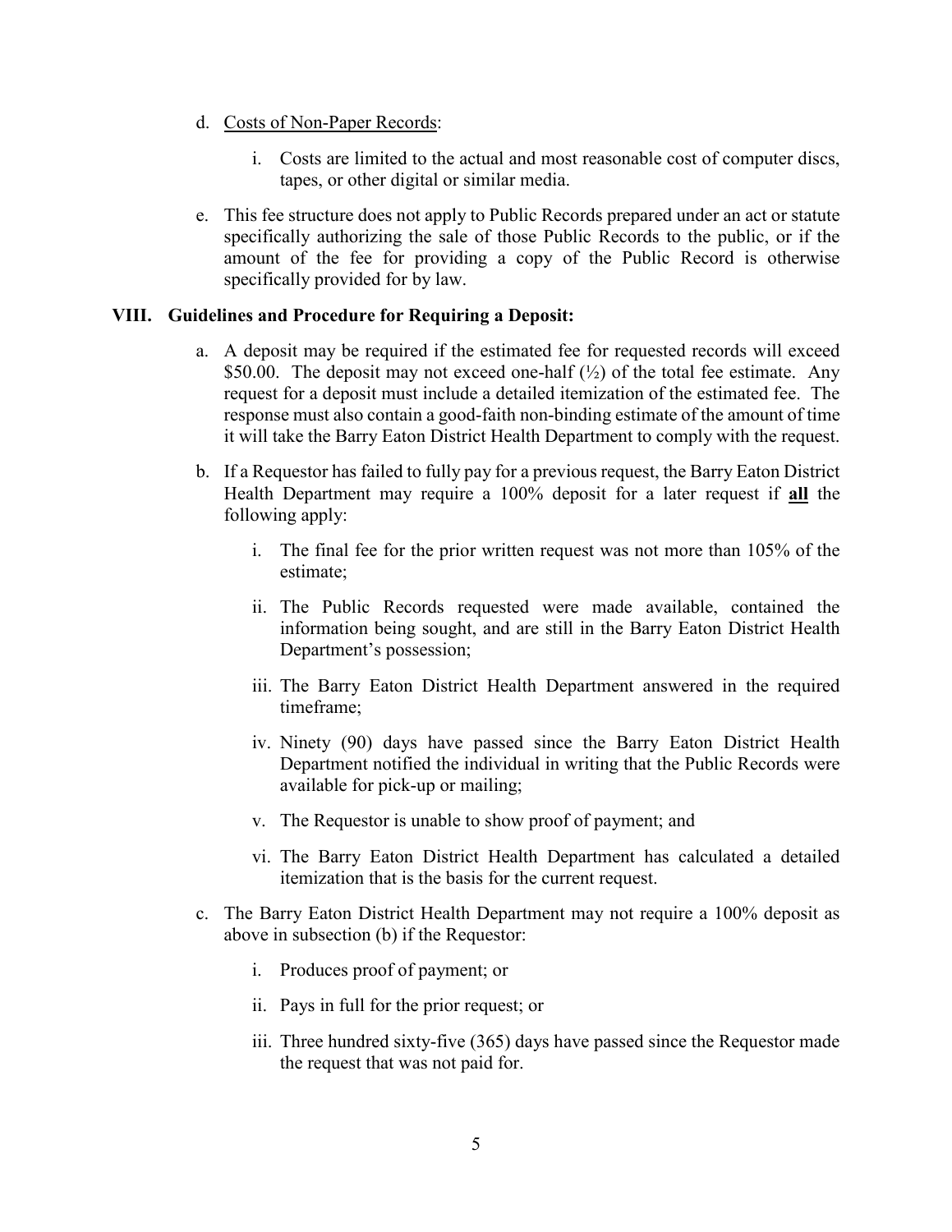d. <u>Costs of Non-Paper Records</u>:

   i. Costs are limited to the actual and most reasonable cost of computer discs, tapes, or other digital or similar media.

e. This fee structure does not apply to Public Records prepared under an act or statute specifically authorizing the sale of those Public Records to the public, or if the amount of the fee for providing a copy of the Public Record is otherwise specifically provided for by law.

## VIII. Guidelines and Procedure for Requiring a Deposit:

a. A deposit may be required if the estimated fee for requested records will exceed \$50.00. The deposit may not exceed one-half (½) of the total fee estimate. Any request for a deposit must include a detailed itemization of the estimated fee. The response must also contain a good-faith non-binding estimate of the amount of time it will take the Barry Eaton District Health Department to comply with the request.

b. If a Requestor has failed to fully pay for a previous request, the Barry Eaton District Health Department may require a 100% deposit for a later request if **<u>all</u>** the following apply:

   i. The final fee for the prior written request was not more than 105% of the estimate;

   ii. The Public Records requested were made available, contained the information being sought, and are still in the Barry Eaton District Health Department's possession;

   iii. The Barry Eaton District Health Department answered in the required timeframe;

   iv. Ninety (90) days have passed since the Barry Eaton District Health Department notified the individual in writing that the Public Records were available for pick-up or mailing;

   v. The Requestor is unable to show proof of payment; and

   vi. The Barry Eaton District Health Department has calculated a detailed itemization that is the basis for the current request.

c. The Barry Eaton District Health Department may not require a 100% deposit as above in subsection (b) if the Requestor:

   i. Produces proof of payment; or

   ii. Pays in full for the prior request; or

   iii. Three hundred sixty-five (365) days have passed since the Requestor made the request that was not paid for.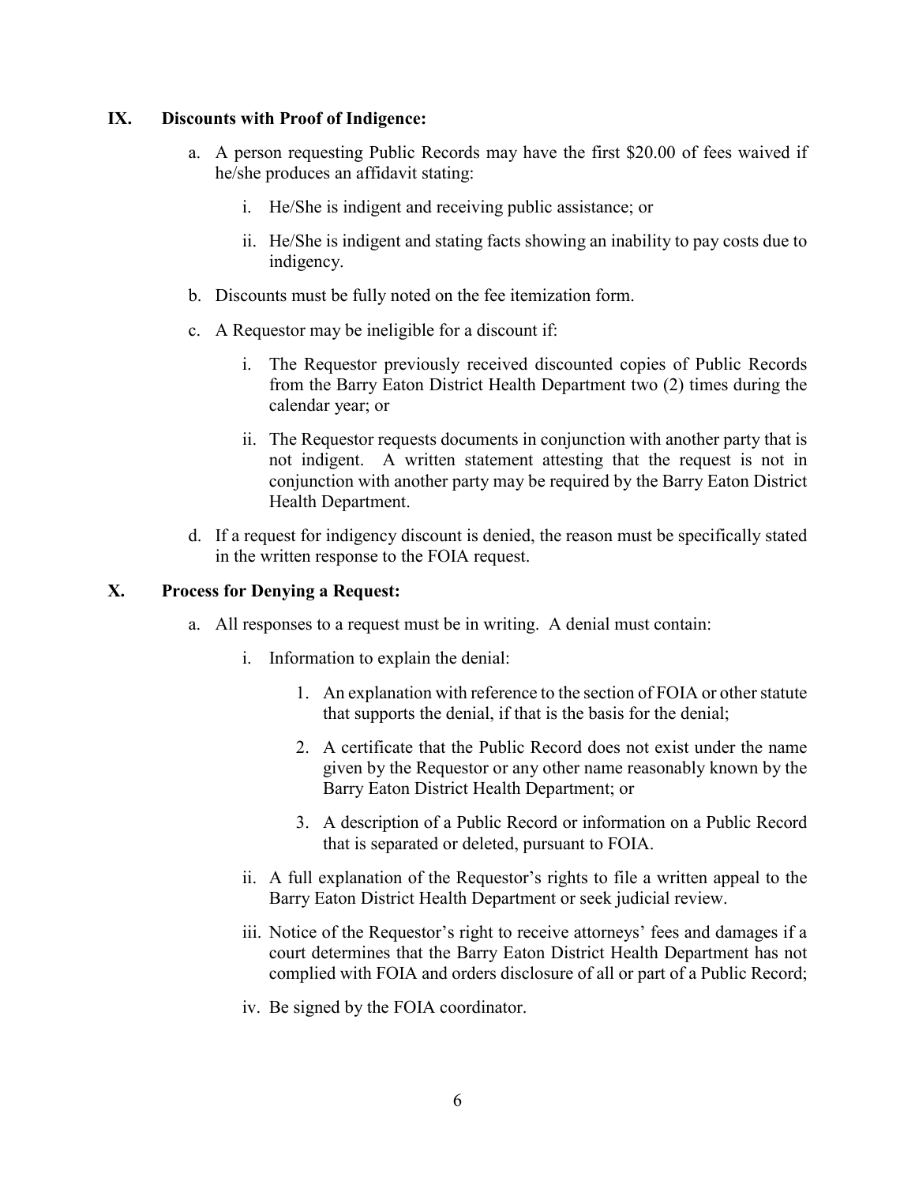## IX. Discounts with Proof of Indigence:

a. A person requesting Public Records may have the first $20.00 of fees waived if he/she produces an affidavit stating:

   i. He/She is indigent and receiving public assistance; or

   ii. He/She is indigent and stating facts showing an inability to pay costs due to indigency.

b. Discounts must be fully noted on the fee itemization form.

c. A Requestor may be ineligible for a discount if:

   i. The Requestor previously received discounted copies of Public Records from the Barry Eaton District Health Department two (2) times during the calendar year; or

   ii. The Requestor requests documents in conjunction with another party that is not indigent. A written statement attesting that the request is not in conjunction with another party may be required by the Barry Eaton District Health Department.

d. If a request for indigency discount is denied, the reason must be specifically stated in the written response to the FOIA request.

## X. Process for Denying a Request:

a. All responses to a request must be in writing. A denial must contain:

   i. Information to explain the denial:

      1. An explanation with reference to the section of FOIA or other statute that supports the denial, if that is the basis for the denial;

      2. A certificate that the Public Record does not exist under the name given by the Requestor or any other name reasonably known by the Barry Eaton District Health Department; or

      3. A description of a Public Record or information on a Public Record that is separated or deleted, pursuant to FOIA.

   ii. A full explanation of the Requestor's rights to file a written appeal to the Barry Eaton District Health Department or seek judicial review.

   iii. Notice of the Requestor's right to receive attorneys' fees and damages if a court determines that the Barry Eaton District Health Department has not complied with FOIA and orders disclosure of all or part of a Public Record;

   iv. Be signed by the FOIA coordinator.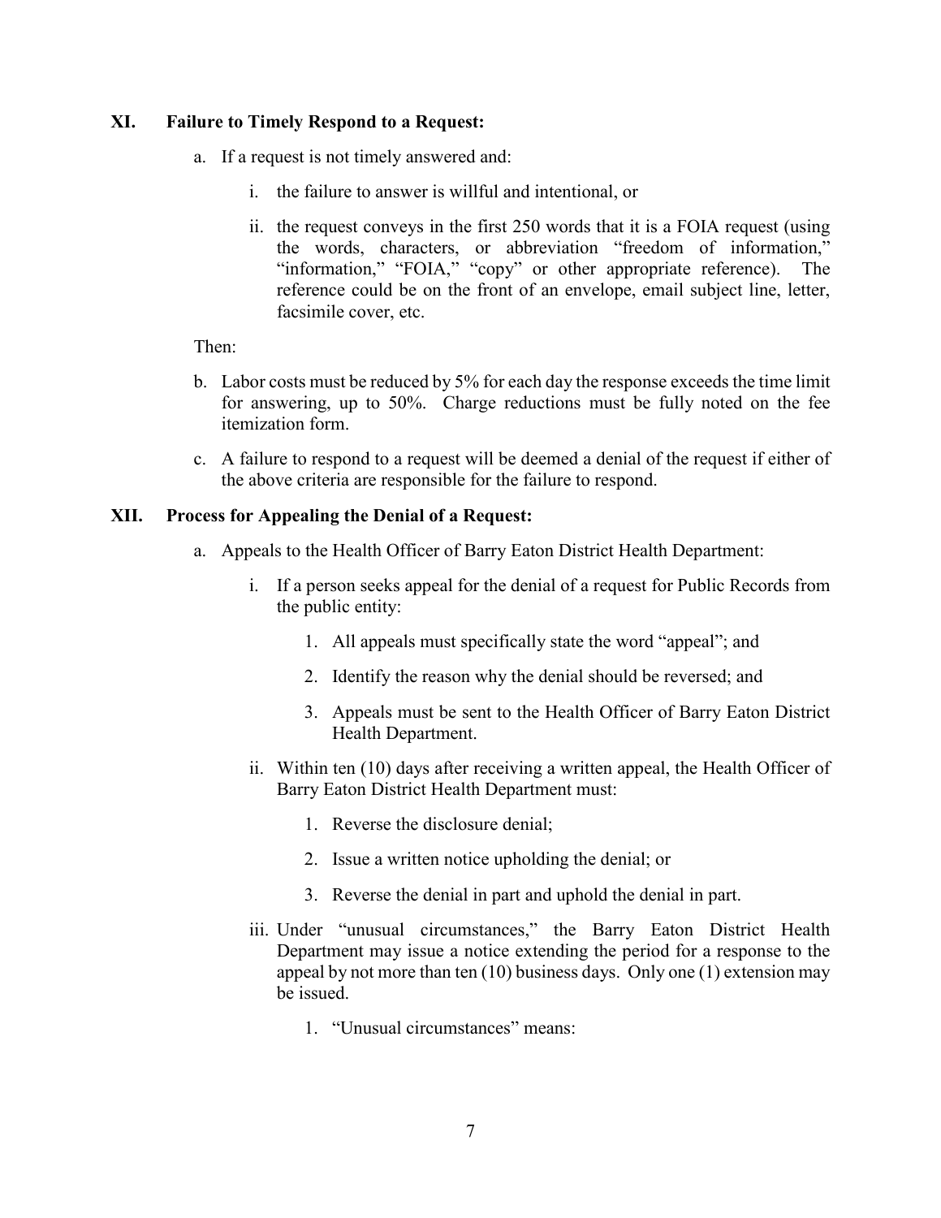## XI. Failure to Timely Respond to a Request:

a. If a request is not timely answered and:

   i. the failure to answer is willful and intentional, or

   ii. the request conveys in the first 250 words that it is a FOIA request (using the words, characters, or abbreviation "freedom of information," "information," "FOIA," "copy" or other appropriate reference). The reference could be on the front of an envelope, email subject line, letter, facsimile cover, etc.

Then:

b. Labor costs must be reduced by 5% for each day the response exceeds the time limit for answering, up to 50%. Charge reductions must be fully noted on the fee itemization form.

c. A failure to respond to a request will be deemed a denial of the request if either of the above criteria are responsible for the failure to respond.

## XII. Process for Appealing the Denial of a Request:

a. Appeals to the Health Officer of Barry Eaton District Health Department:

   i. If a person seeks appeal for the denial of a request for Public Records from the public entity:

      1. All appeals must specifically state the word "appeal"; and

      2. Identify the reason why the denial should be reversed; and

      3. Appeals must be sent to the Health Officer of Barry Eaton District Health Department.

   ii. Within ten (10) days after receiving a written appeal, the Health Officer of Barry Eaton District Health Department must:

      1. Reverse the disclosure denial;

      2. Issue a written notice upholding the denial; or

      3. Reverse the denial in part and uphold the denial in part.

   iii. Under "unusual circumstances," the Barry Eaton District Health Department may issue a notice extending the period for a response to the appeal by not more than ten (10) business days. Only one (1) extension may be issued.

      1. "Unusual circumstances" means: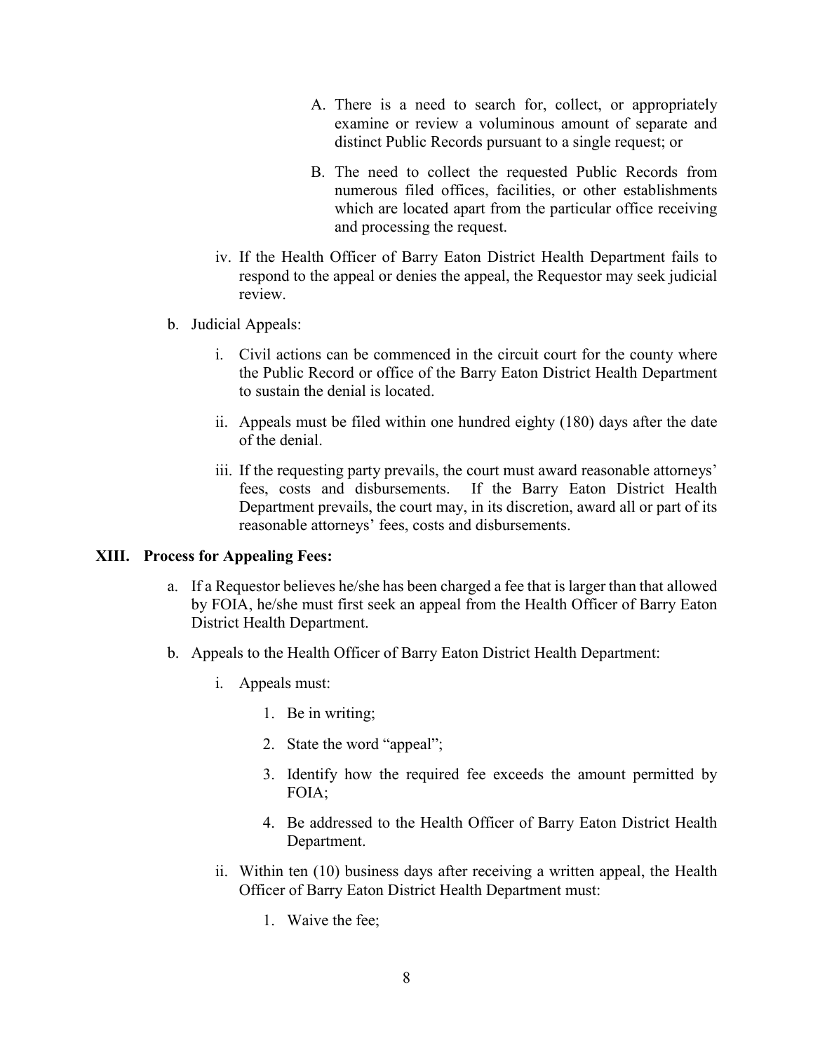A. There is a need to search for, collect, or appropriately examine or review a voluminous amount of separate and distinct Public Records pursuant to a single request; or

B. The need to collect the requested Public Records from numerous filed offices, facilities, or other establishments which are located apart from the particular office receiving and processing the request.

iv. If the Health Officer of Barry Eaton District Health Department fails to respond to the appeal or denies the appeal, the Requestor may seek judicial review.

b. Judicial Appeals:

i. Civil actions can be commenced in the circuit court for the county where the Public Record or office of the Barry Eaton District Health Department to sustain the denial is located.

ii. Appeals must be filed within one hundred eighty (180) days after the date of the denial.

iii. If the requesting party prevails, the court must award reasonable attorneys' fees, costs and disbursements. If the Barry Eaton District Health Department prevails, the court may, in its discretion, award all or part of its reasonable attorneys' fees, costs and disbursements.

**XIII. Process for Appealing Fees:**

a. If a Requestor believes he/she has been charged a fee that is larger than that allowed by FOIA, he/she must first seek an appeal from the Health Officer of Barry Eaton District Health Department.

b. Appeals to the Health Officer of Barry Eaton District Health Department:

i. Appeals must:

1. Be in writing;
2. State the word "appeal";
3. Identify how the required fee exceeds the amount permitted by FOIA;
4. Be addressed to the Health Officer of Barry Eaton District Health Department.

ii. Within ten (10) business days after receiving a written appeal, the Health Officer of Barry Eaton District Health Department must:

1. Waive the fee;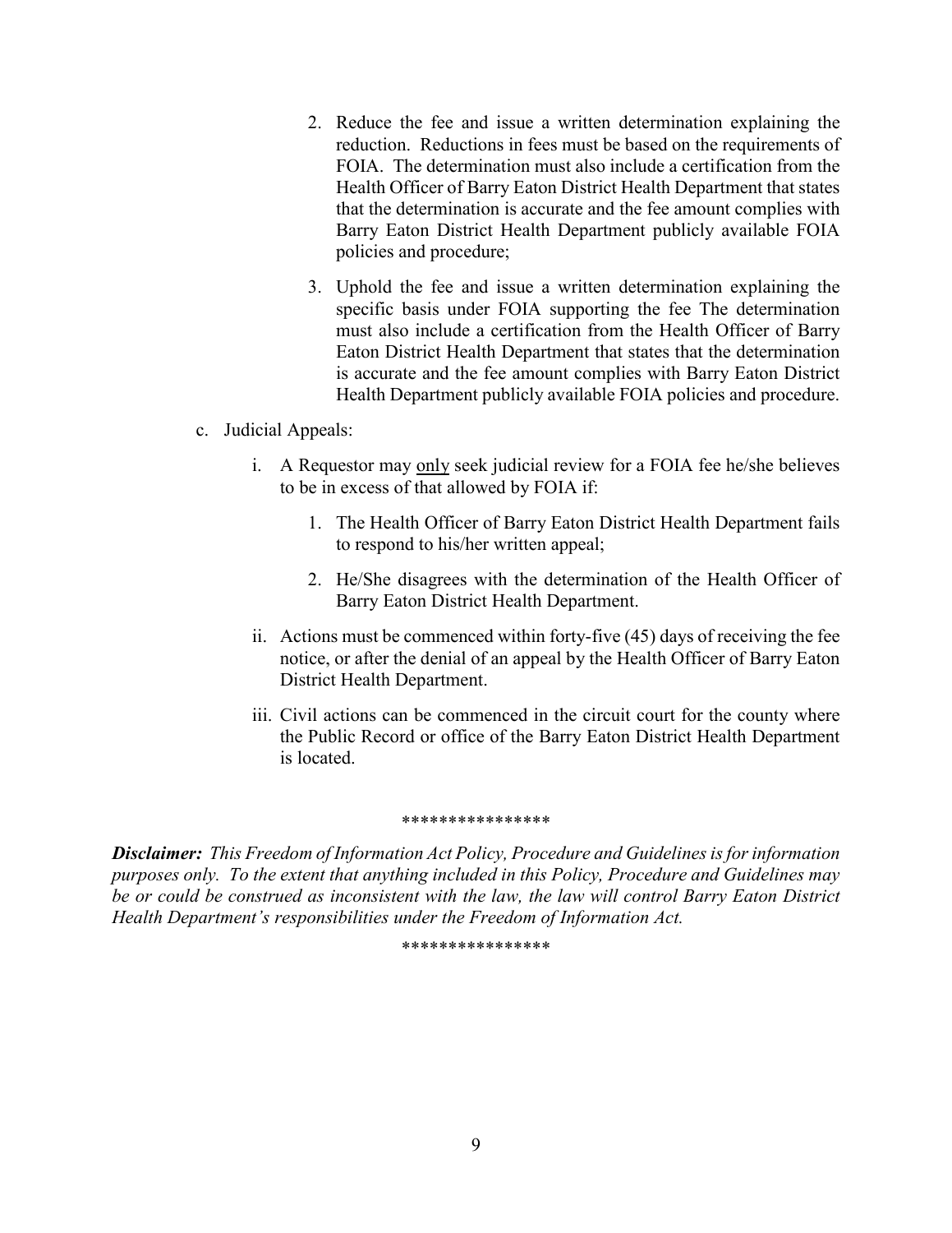2. Reduce the fee and issue a written determination explaining the reduction. Reductions in fees must be based on the requirements of FOIA. The determination must also include a certification from the Health Officer of Barry Eaton District Health Department that states that the determination is accurate and the fee amount complies with Barry Eaton District Health Department publicly available FOIA policies and procedure;

3. Uphold the fee and issue a written determination explaining the specific basis under FOIA supporting the fee The determination must also include a certification from the Health Officer of Barry Eaton District Health Department that states that the determination is accurate and the fee amount complies with Barry Eaton District Health Department publicly available FOIA policies and procedure.

c. Judicial Appeals:

   i. A Requestor may <u>only</u> seek judicial review for a FOIA fee he/she believes to be in excess of that allowed by FOIA if:

      1. The Health Officer of Barry Eaton District Health Department fails to respond to his/her written appeal;

      2. He/She disagrees with the determination of the Health Officer of Barry Eaton District Health Department.

   ii. Actions must be commenced within forty-five (45) days of receiving the fee notice, or after the denial of an appeal by the Health Officer of Barry Eaton District Health Department.

   iii. Civil actions can be commenced in the circuit court for the county where the Public Record or office of the Barry Eaton District Health Department is located.

****************

***Disclaimer:*** *This Freedom of Information Act Policy, Procedure and Guidelines is for information purposes only. To the extent that anything included in this Policy, Procedure and Guidelines may be or could be construed as inconsistent with the law, the law will control Barry Eaton District Health Department's responsibilities under the Freedom of Information Act.*

****************